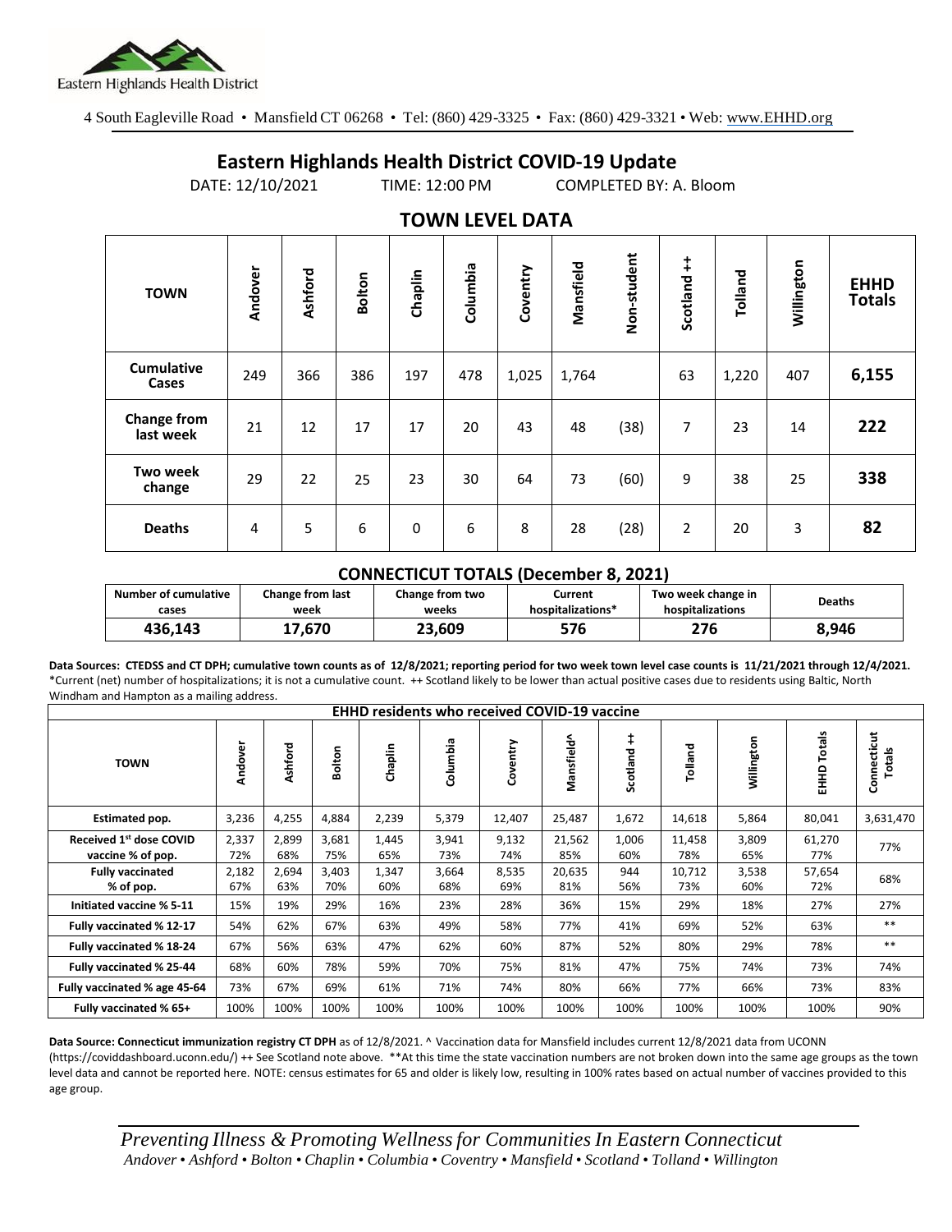Eastern Highlands Health District

4 South Eagleville Road • Mansfield CT 06268 • Tel: (860) 429-3325 • Fax: (860) 429-3321 • Web: www.EHHD.org

# Eastern Highlands Health District COVID-19 Update

DATE: 12/10/2021 TIME: 12:00 PM COMPLETED BY: A. Bloom

## TOWN LEVEL DATA

| TOWN | Andover | Ashford | Bolton | Chaplin | Columbia | Coventry | Mansfield | Non-student | Scotland ++ | Tolland | Willington | EHHD Totals |
|---|---|---|---|---|---|---|---|---|---|---|---|---|
| Cumulative Cases | 249 | 366 | 386 | 197 | 478 | 1,025 | 1,764 | | 63 | 1,220 | 407 | **6,155** |
| Change from last week | 21 | 12 | 17 | 17 | 20 | 43 | 48 | (38) | 7 | 23 | 14 | **222** |
| Two week change | 29 | 22 | 25 | 23 | 30 | 64 | 73 | (60) | 9 | 38 | 25 | **338** |
| Deaths | 4 | 5 | 6 | 0 | 6 | 8 | 28 | (28) | 2 | 20 | 3 | **82** |

## CONNECTICUT TOTALS (December 8, 2021)

| Number of cumulative cases | Change from last week | Change from two weeks | Current hospitalizations* | Two week change in hospitalizations | Deaths |
|---|---|---|---|---|---|
| 436,143 | 17,670 | 23,609 | 576 | 276 | 8,946 |

**Data Sources: CTEDSS and CT DPH; cumulative town counts as of 12/8/2021; reporting period for two week town level case counts is 11/21/2021 through 12/4/2021.**
*Current (net) number of hospitalizations; it is not a cumulative count. ++ Scotland likely to be lower than actual positive cases due to residents using Baltic, North Windham and Hampton as a mailing address.

| EHHD residents who received COVID-19 vaccine | | | | | | | | | | | | |
|---|---|---|---|---|---|---|---|---|---|---|---|---|
| TOWN | Andover | Ashford | Bolton | Chaplin | Columbia | Coventry | Mansfield^ | Scotland ++ | Tolland | Willington | EHHD Totals | Connecticut Totals |
| Estimated pop. | 3,236 | 4,255 | 4,884 | 2,239 | 5,379 | 12,407 | 25,487 | 1,672 | 14,618 | 5,864 | 80,041 | 3,631,470 |
| Received 1st dose COVID vaccine % of pop. | 2,337 72% | 2,899 68% | 3,681 75% | 1,445 65% | 3,941 73% | 9,132 74% | 21,562 85% | 1,006 60% | 11,458 78% | 3,809 65% | 61,270 77% | 77% |
| Fully vaccinated % of pop. | 2,182 67% | 2,694 63% | 3,403 70% | 1,347 60% | 3,664 68% | 8,535 69% | 20,635 81% | 944 56% | 10,712 73% | 3,538 60% | 57,654 72% | 68% |
| Initiated vaccine % 5-11 | 15% | 19% | 29% | 16% | 23% | 28% | 36% | 15% | 29% | 18% | 27% | 27% |
| Fully vaccinated % 12-17 | 54% | 62% | 67% | 63% | 49% | 58% | 77% | 41% | 69% | 52% | 63% | ** |
| Fully vaccinated % 18-24 | 67% | 56% | 63% | 47% | 62% | 60% | 87% | 52% | 80% | 29% | 78% | ** |
| Fully vaccinated % 25-44 | 68% | 60% | 78% | 59% | 70% | 75% | 81% | 47% | 75% | 74% | 73% | 74% |
| Fully vaccinated % age 45-64 | 73% | 67% | 69% | 61% | 71% | 74% | 80% | 66% | 77% | 66% | 73% | 83% |
| Fully vaccinated % 65+ | 100% | 100% | 100% | 100% | 100% | 100% | 100% | 100% | 100% | 100% | 100% | 90% |

**Data Source: Connecticut immunization registry CT DPH** as of 12/8/2021. ^ Vaccination data for Mansfield includes current 12/8/2021 data from UCONN (https://coviddashboard.uconn.edu/) ++ See Scotland note above. **At this time the state vaccination numbers are not broken down into the same age groups as the town level data and cannot be reported here. NOTE: census estimates for 65 and older is likely low, resulting in 100% rates based on actual number of vaccines provided to this age group.

*Preventing Illness & Promoting Wellness for Communities In Eastern Connecticut*
*Andover • Ashford • Bolton • Chaplin • Columbia • Coventry • Mansfield • Scotland • Tolland • Willington*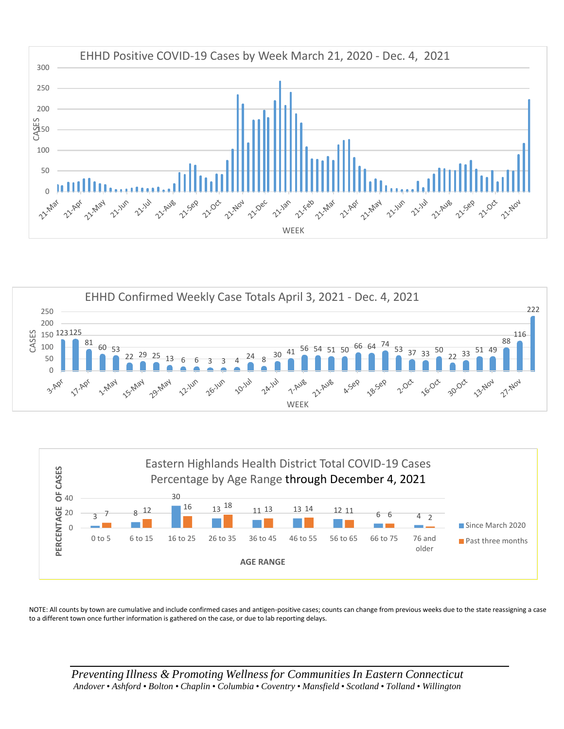EHHD Positive COVID-19 Cases by Week March 21, 2020 - Dec. 4, 2021

CASES

300
250
200
150
100
50
0

21-Mar 21-Apr 21-May 21-Jun 21-Jul 21-Aug 21-Sep 21-Oct 21-Nov 21-Dec 21-Jan 21-Feb 21-Mar 21-Apr 21-May 21-Jun 21-Jul 21-Aug 21-Sep 21-Oct 21-Nov

WEEK

EHHD Confirmed Weekly Case Totals April 3, 2021 - Dec. 4, 2021

CASES

250
200
150
100
50
0

123 125 81 60 53 22 29 25 13 6 6 3 3 4 24 8 30 41 56 54 51 50 66 64 74 53 37 33 50 22 33 51 49 88 116 222

3-Apr 17-Apr 1-May 15-May 29-May 12-Jun 26-Jun 10-Jul 24-Jul 7-Aug 21-Aug 4-Sep 18-Sep 2-Oct 16-Oct 30-Oct 13-Nov 27-Nov

WEEK

Eastern Highlands Health District Total COVID-19 Cases Percentage by Age Range through December 4, 2021

PERCENTAGE OF CASES

40
20
0

3 7
8 12
30 16
13 18
11 13
13 14
12 11
6 6
4 2

0 to 5
6 to 15
16 to 25
26 to 35
36 to 45
46 to 55
56 to 65
66 to 75
76 and older

AGE RANGE

Since March 2020
Past three months

NOTE: All counts by town are cumulative and include confirmed cases and antigen-positive cases; counts can change from previous weeks due to the state reassigning a case to a different town once further information is gathered on the case, or due to lab reporting delays.

*Preventing Illness & Promoting Wellness for Communities In Eastern Connecticut*
*Andover • Ashford • Bolton • Chaplin • Columbia • Coventry • Mansfield • Scotland • Tolland • Willington*